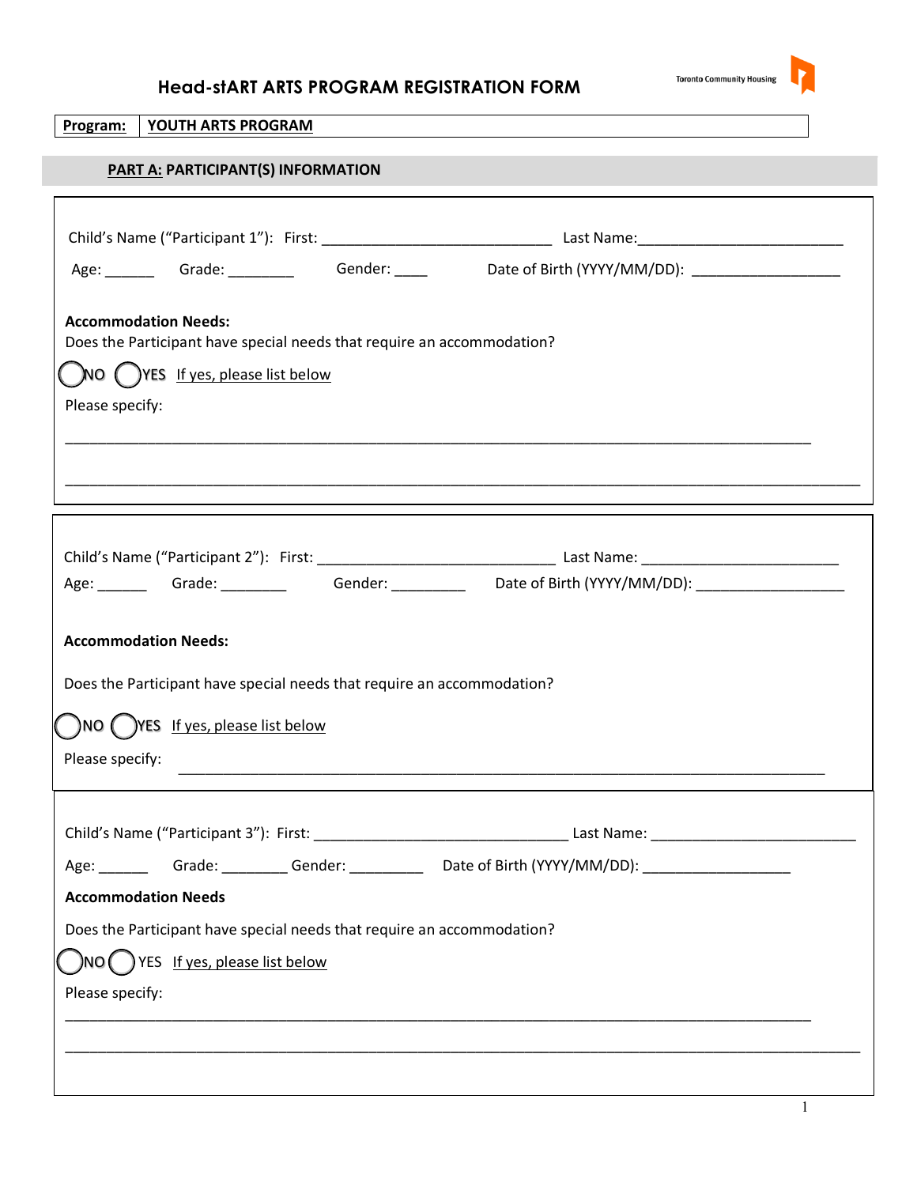# Head-stART ARTS PROGRAM REGISTRATION FORM

Toronto Community Housing

| **Program:** | **YOUTH ARTS PROGRAM** |
|---|---|

## PART A: PARTICIPANT(S) INFORMATION

Child's Name ("Participant 1"): First: ____________________________ Last Name:_________________________

Age: ______ Grade: ________ Gender: ____ Date of Birth (YYYY/MM/DD): __________________

**Accommodation Needs:**

Does the Participant have special needs that require an accommodation?

◯ NO ◯ YES If yes, please list below

Please specify:

____________________________________________________________________________________________

____________________________________________________________________________________________

---

Child's Name ("Participant 2"): First: ____________________________ Last Name: _______________________

Age: ______ Grade: ________ Gender: _________ Date of Birth (YYYY/MM/DD): __________________

**Accommodation Needs:**

Does the Participant have special needs that require an accommodation?

◯ NO ◯ YES If yes, please list below

Please specify: ____________________________________________________________________________

---

Child's Name ("Participant 3"): First: ______________________________ Last Name: ________________________

Age: ______ Grade: ________ Gender: _________ Date of Birth (YYYY/MM/DD): _________________

**Accommodation Needs**

Does the Participant have special needs that require an accommodation?

◯ NO ◯ YES If yes, please list below

Please specify:

____________________________________________________________________________________________

____________________________________________________________________________________________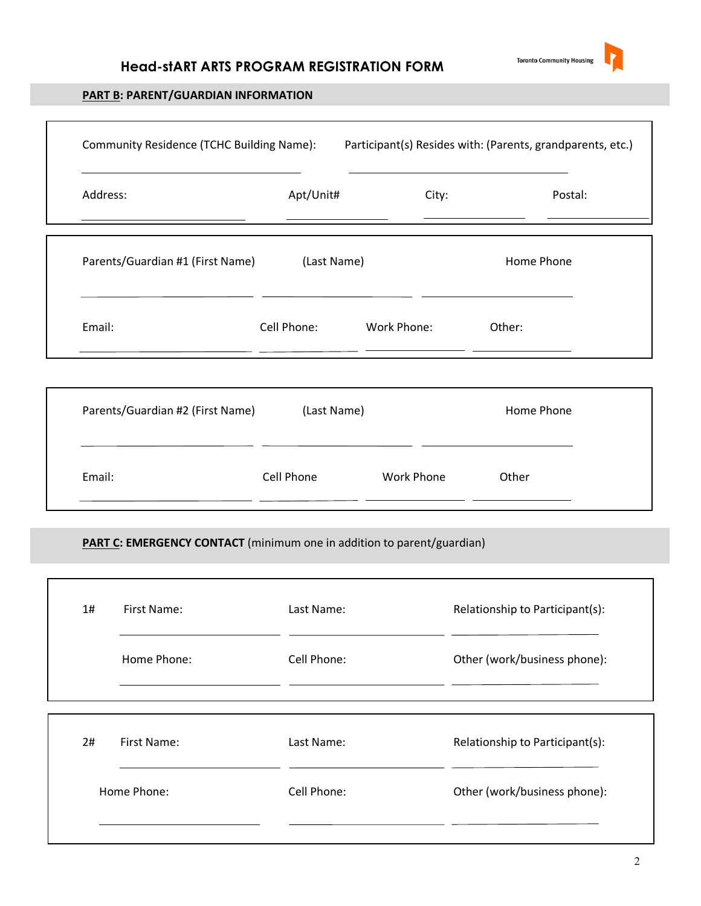# Head-stART ARTS PROGRAM REGISTRATION FORM

Toronto Community Housing

## PART B: PARENT/GUARDIAN INFORMATION

| Community Residence (TCHC Building Name): | Participant(s) Resides with: (Parents, grandparents, etc.) | | |
|---|---|---|---|
| | | | |
| **Address:** | **Apt/Unit#** | **City:** | **Postal:** |
| | | | |

| Parents/Guardian #1 (First Name) | (Last Name) | Home Phone | |
|---|---|---|---|
| | | | |
| **Email:** | **Cell Phone:** | **Work Phone:** | **Other:** |
| | | | |

| Parents/Guardian #2 (First Name) | (Last Name) | Home Phone | |
|---|---|---|---|
| | | | |
| **Email:** | **Cell Phone** | **Work Phone** | **Other** |
| | | | |

## PART C: EMERGENCY CONTACT (minimum one in addition to parent/guardian)

| 1# | First Name: | Last Name: | Relationship to Participant(s): |
|---|---|---|---|
| | | | |
| | **Home Phone:** | **Cell Phone:** | **Other (work/business phone):** |
| | | | |

| 2# | First Name: | Last Name: | Relationship to Participant(s): |
|---|---|---|---|
| | | | |
| | **Home Phone:** | **Cell Phone:** | **Other (work/business phone):** |
| | | | |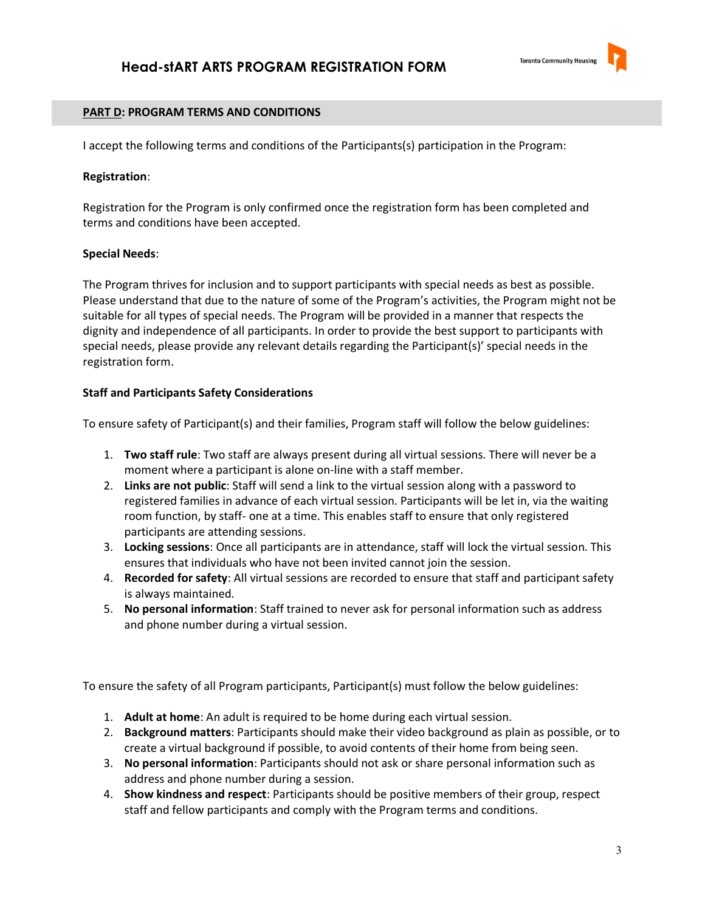## PART D: PROGRAM TERMS AND CONDITIONS

I accept the following terms and conditions of the Participants(s) participation in the Program:

**Registration**:

Registration for the Program is only confirmed once the registration form has been completed and terms and conditions have been accepted.

**Special Needs**:

The Program thrives for inclusion and to support participants with special needs as best as possible. Please understand that due to the nature of some of the Program's activities, the Program might not be suitable for all types of special needs. The Program will be provided in a manner that respects the dignity and independence of all participants. In order to provide the best support to participants with special needs, please provide any relevant details regarding the Participant(s)' special needs in the registration form.

**Staff and Participants Safety Considerations**

To ensure safety of Participant(s) and their families, Program staff will follow the below guidelines:

1. **Two staff rule**: Two staff are always present during all virtual sessions. There will never be a moment where a participant is alone on-line with a staff member.
2. **Links are not public**: Staff will send a link to the virtual session along with a password to registered families in advance of each virtual session. Participants will be let in, via the waiting room function, by staff- one at a time. This enables staff to ensure that only registered participants are attending sessions.
3. **Locking sessions**: Once all participants are in attendance, staff will lock the virtual session. This ensures that individuals who have not been invited cannot join the session.
4. **Recorded for safety**: All virtual sessions are recorded to ensure that staff and participant safety is always maintained.
5. **No personal information**: Staff trained to never ask for personal information such as address and phone number during a virtual session.

To ensure the safety of all Program participants, Participant(s) must follow the below guidelines:

1. **Adult at home**: An adult is required to be home during each virtual session.
2. **Background matters**: Participants should make their video background as plain as possible, or to create a virtual background if possible, to avoid contents of their home from being seen.
3. **No personal information**: Participants should not ask or share personal information such as address and phone number during a session.
4. **Show kindness and respect**: Participants should be positive members of their group, respect staff and fellow participants and comply with the Program terms and conditions.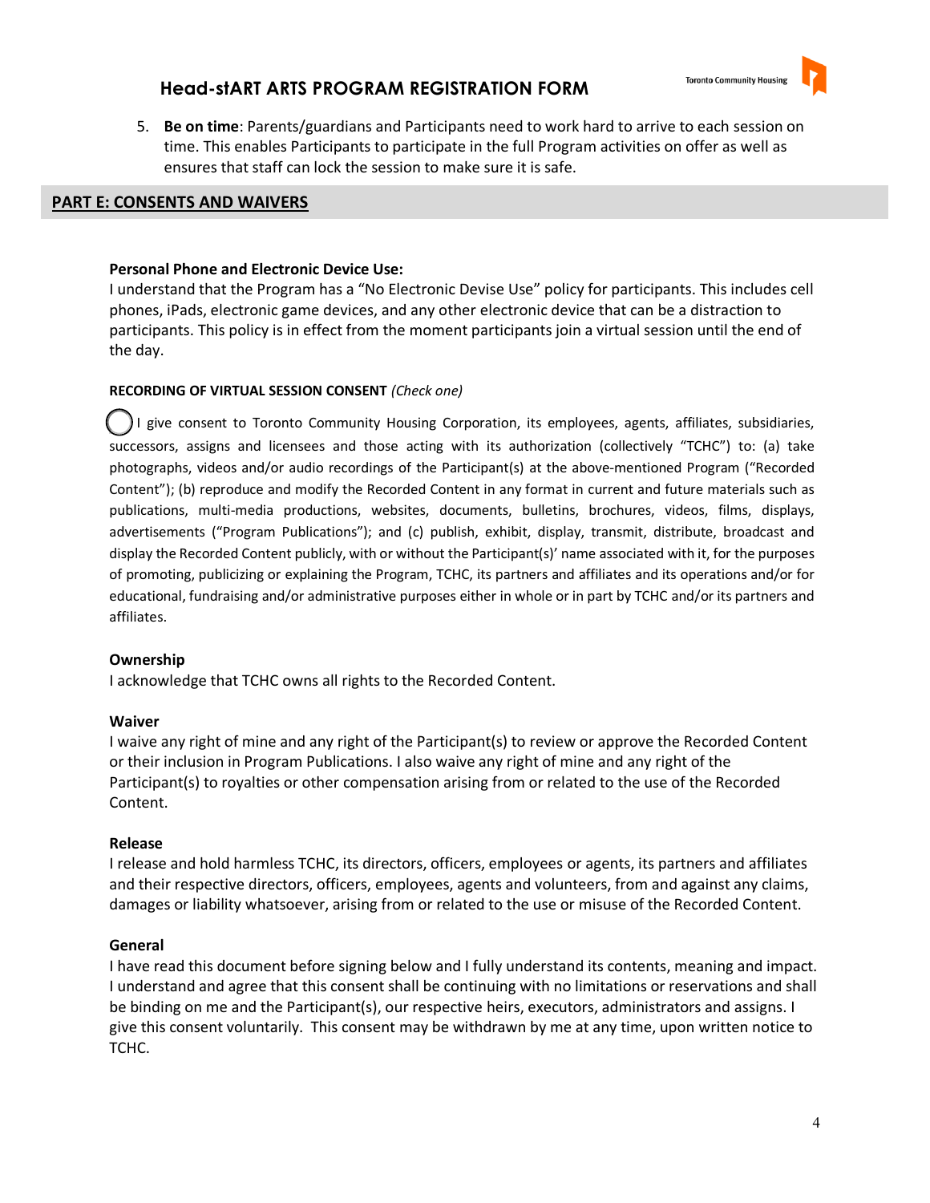5. **Be on time**: Parents/guardians and Participants need to work hard to arrive to each session on time. This enables Participants to participate in the full Program activities on offer as well as ensures that staff can lock the session to make sure it is safe.

## PART E: CONSENTS AND WAIVERS

**Personal Phone and Electronic Device Use:**

I understand that the Program has a "No Electronic Devise Use" policy for participants. This includes cell phones, iPads, electronic game devices, and any other electronic device that can be a distraction to participants. This policy is in effect from the moment participants join a virtual session until the end of the day.

**RECORDING OF VIRTUAL SESSION CONSENT** *(Check one)*

◯ I give consent to Toronto Community Housing Corporation, its employees, agents, affiliates, subsidiaries, successors, assigns and licensees and those acting with its authorization (collectively "TCHC") to: (a) take photographs, videos and/or audio recordings of the Participant(s) at the above-mentioned Program ("Recorded Content"); (b) reproduce and modify the Recorded Content in any format in current and future materials such as publications, multi-media productions, websites, documents, bulletins, brochures, videos, films, displays, advertisements ("Program Publications"); and (c) publish, exhibit, display, transmit, distribute, broadcast and display the Recorded Content publicly, with or without the Participant(s)' name associated with it, for the purposes of promoting, publicizing or explaining the Program, TCHC, its partners and affiliates and its operations and/or for educational, fundraising and/or administrative purposes either in whole or in part by TCHC and/or its partners and affiliates.

**Ownership**

I acknowledge that TCHC owns all rights to the Recorded Content.

**Waiver**

I waive any right of mine and any right of the Participant(s) to review or approve the Recorded Content or their inclusion in Program Publications. I also waive any right of mine and any right of the Participant(s) to royalties or other compensation arising from or related to the use of the Recorded Content.

**Release**

I release and hold harmless TCHC, its directors, officers, employees or agents, its partners and affiliates and their respective directors, officers, employees, agents and volunteers, from and against any claims, damages or liability whatsoever, arising from or related to the use or misuse of the Recorded Content.

**General**

I have read this document before signing below and I fully understand its contents, meaning and impact. I understand and agree that this consent shall be continuing with no limitations or reservations and shall be binding on me and the Participant(s), our respective heirs, executors, administrators and assigns. I give this consent voluntarily. This consent may be withdrawn by me at any time, upon written notice to TCHC.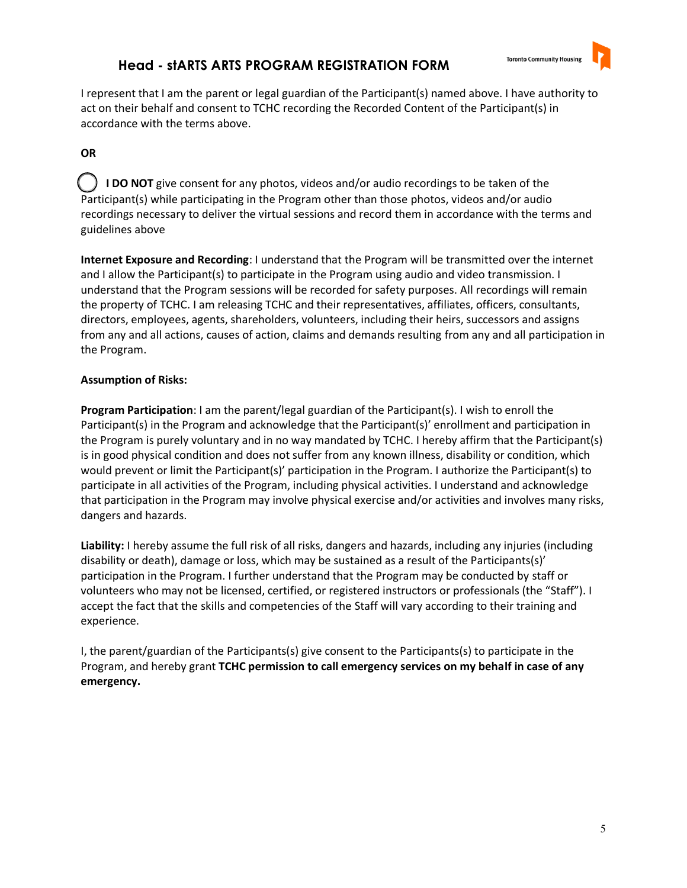I represent that I am the parent or legal guardian of the Participant(s) named above. I have authority to act on their behalf and consent to TCHC recording the Recorded Content of the Participant(s) in accordance with the terms above.

**OR**

◯ **I DO NOT** give consent for any photos, videos and/or audio recordings to be taken of the Participant(s) while participating in the Program other than those photos, videos and/or audio recordings necessary to deliver the virtual sessions and record them in accordance with the terms and guidelines above

**Internet Exposure and Recording**: I understand that the Program will be transmitted over the internet and I allow the Participant(s) to participate in the Program using audio and video transmission. I understand that the Program sessions will be recorded for safety purposes. All recordings will remain the property of TCHC. I am releasing TCHC and their representatives, affiliates, officers, consultants, directors, employees, agents, shareholders, volunteers, including their heirs, successors and assigns from any and all actions, causes of action, claims and demands resulting from any and all participation in the Program.

**Assumption of Risks:**

**Program Participation**: I am the parent/legal guardian of the Participant(s). I wish to enroll the Participant(s) in the Program and acknowledge that the Participant(s)' enrollment and participation in the Program is purely voluntary and in no way mandated by TCHC. I hereby affirm that the Participant(s) is in good physical condition and does not suffer from any known illness, disability or condition, which would prevent or limit the Participant(s)' participation in the Program. I authorize the Participant(s) to participate in all activities of the Program, including physical activities. I understand and acknowledge that participation in the Program may involve physical exercise and/or activities and involves many risks, dangers and hazards.

**Liability:** I hereby assume the full risk of all risks, dangers and hazards, including any injuries (including disability or death), damage or loss, which may be sustained as a result of the Participants(s)' participation in the Program. I further understand that the Program may be conducted by staff or volunteers who may not be licensed, certified, or registered instructors or professionals (the "Staff"). I accept the fact that the skills and competencies of the Staff will vary according to their training and experience.

I, the parent/guardian of the Participants(s) give consent to the Participants(s) to participate in the Program, and hereby grant **TCHC permission to call emergency services on my behalf in case of any emergency.**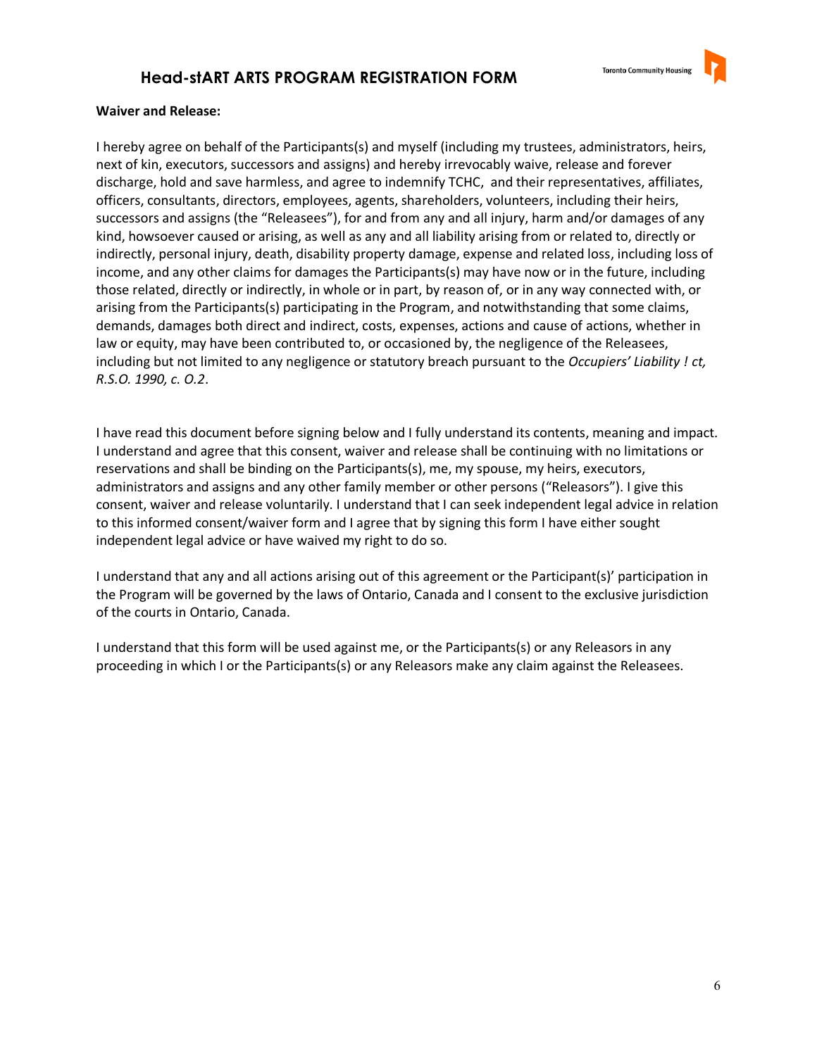# Head-stART ARTS PROGRAM REGISTRATION FORM

**Waiver and Release:**

I hereby agree on behalf of the Participants(s) and myself (including my trustees, administrators, heirs, next of kin, executors, successors and assigns) and hereby irrevocably waive, release and forever discharge, hold and save harmless, and agree to indemnify TCHC, and their representatives, affiliates, officers, consultants, directors, employees, agents, shareholders, volunteers, including their heirs, successors and assigns (the "Releasees"), for and from any and all injury, harm and/or damages of any kind, howsoever caused or arising, as well as any and all liability arising from or related to, directly or indirectly, personal injury, death, disability property damage, expense and related loss, including loss of income, and any other claims for damages the Participants(s) may have now or in the future, including those related, directly or indirectly, in whole or in part, by reason of, or in any way connected with, or arising from the Participants(s) participating in the Program, and notwithstanding that some claims, demands, damages both direct and indirect, costs, expenses, actions and cause of actions, whether in law or equity, may have been contributed to, or occasioned by, the negligence of the Releasees, including but not limited to any negligence or statutory breach pursuant to the *Occupiers' Liability ! ct, R.S.O. 1990, c. O.2*.

I have read this document before signing below and I fully understand its contents, meaning and impact. I understand and agree that this consent, waiver and release shall be continuing with no limitations or reservations and shall be binding on the Participants(s), me, my spouse, my heirs, executors, administrators and assigns and any other family member or other persons ("Releasors"). I give this consent, waiver and release voluntarily. I understand that I can seek independent legal advice in relation to this informed consent/waiver form and I agree that by signing this form I have either sought independent legal advice or have waived my right to do so.

I understand that any and all actions arising out of this agreement or the Participant(s)' participation in the Program will be governed by the laws of Ontario, Canada and I consent to the exclusive jurisdiction of the courts in Ontario, Canada.

I understand that this form will be used against me, or the Participants(s) or any Releasors in any proceeding in which I or the Participants(s) or any Releasors make any claim against the Releasees.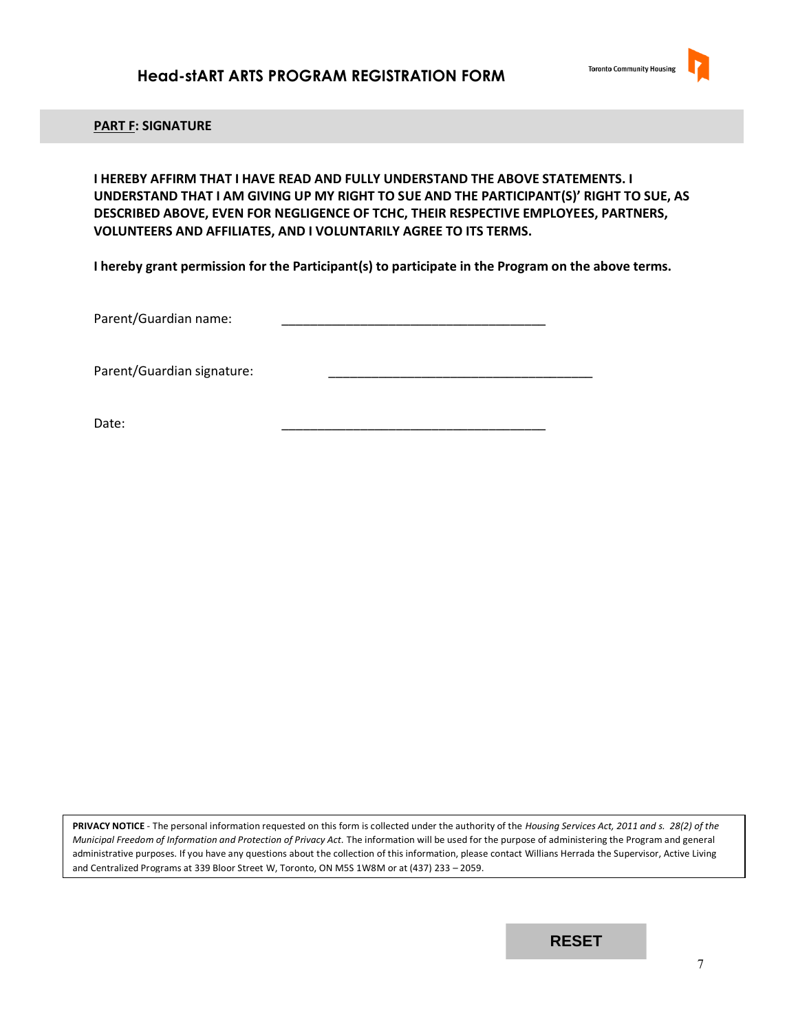# Head-stART ARTS PROGRAM REGISTRATION FORM

Toronto Community Housing

## PART F: SIGNATURE

**I HEREBY AFFIRM THAT I HAVE READ AND FULLY UNDERSTAND THE ABOVE STATEMENTS. I UNDERSTAND THAT I AM GIVING UP MY RIGHT TO SUE AND THE PARTICIPANT(S)' RIGHT TO SUE, AS DESCRIBED ABOVE, EVEN FOR NEGLIGENCE OF TCHC, THEIR RESPECTIVE EMPLOYEES, PARTNERS, VOLUNTEERS AND AFFILIATES, AND I VOLUNTARILY AGREE TO ITS TERMS.**

**I hereby grant permission for the Participant(s) to participate in the Program on the above terms.**

Parent/Guardian name: ______________________________________

Parent/Guardian signature: ______________________________________

Date: ______________________________________

**PRIVACY NOTICE** - The personal information requested on this form is collected under the authority of the *Housing Services Act, 2011 and s. 28(2) of the Municipal Freedom of Information and Protection of Privacy Act.* The information will be used for the purpose of administering the Program and general administrative purposes. If you have any questions about the collection of this information, please contact Willians Herrada the Supervisor, Active Living and Centralized Programs at 339 Bloor Street W, Toronto, ON M5S 1W8M or at (437) 233 – 2059.

RESET